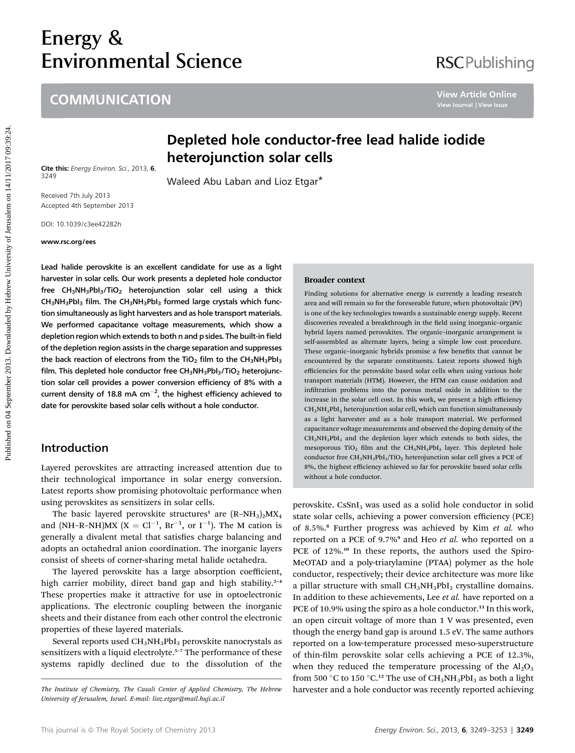# Depleted hole conductor-free lead halide iodide heterojunction solar cells

Waleed Abu Laban and Lioz Etgar*

Cite this: *Energy Environ. Sci.*, 2013, **6**, 3249

Received 7th July 2013
Accepted 4th September 2013

DOI: 10.1039/c3ee42282h

www.rsc.org/ees

**Lead halide perovskite is an excellent candidate for use as a light harvester in solar cells. Our work presents a depleted hole conductor free $CH_3NH_3PbI_3/TiO_2$ heterojunction solar cell using a thick $CH_3NH_3PbI_3$ film. The $CH_3NH_3PbI_3$ formed large crystals which function simultaneously as light harvesters and as hole transport materials. We performed capacitance voltage measurements, which show a depletion region which extends to both n and p sides. The built-in field of the depletion region assists in the charge separation and suppresses the back reaction of electrons from the $TiO_2$ film to the $CH_3NH_3PbI_3$ film. This depleted hole conductor free $CH_3NH_3PbI_3/TiO_2$ heterojunction solar cell provides a power conversion efficiency of 8% with a current density of 18.8 mA $cm^{-2}$, the highest efficiency achieved to date for perovskite based solar cells without a hole conductor.**

### Broader context

Finding solutions for alternative energy is currently a leading research area and will remain so for the foreseeable future, when photovoltaic (PV) is one of the key technologies towards a sustainable energy supply. Recent discoveries revealed a breakthrough in the field using inorganic–organic hybrid layers named perovskites. The organic–inorganic arrangement is self-assembled as alternate layers, being a simple low cost procedure. These organic–inorganic hybrids promise a few benefits that cannot be encountered by the separate constituents. Latest reports showed high efficiencies for the perovskite based solar cells when using various hole transport materials (HTM). However, the HTM can cause oxidation and infiltration problems into the porous metal oxide in addition to the increase in the solar cell cost. In this work, we present a high efficiency $CH_3NH_3PbI_3$ heterojunction solar cell, which can function simultaneously as a light harvester and as a hole transport material. We performed capacitance voltage measurements and observed the doping density of the $CH_3NH_3PbI_3$ and the depletion layer which extends to both sides, the mesoporous $TiO_2$ film and the $CH_3NH_3PbI_3$ layer. This depleted hole conductor free $CH_3NH_3PbI_3/TiO_2$ heterojunction solar cell gives a PCE of 8%, the highest efficiency achieved so far for perovskite based solar cells without a hole conductor.

## Introduction

Layered perovskites are attracting increased attention due to their technological importance in solar energy conversion. Latest reports show promising photovoltaic performance when using perovskites as sensitizers in solar cells.

The basic layered perovskite structures[1] are $(R\text{–}NH_3)_2MX_4$ and $(NH\text{–}R\text{–}NH)MX$ ($X = Cl^{-1}$, $Br^{-1}$, or $I^{-1}$). The M cation is generally a divalent metal that satisfies charge balancing and adopts an octahedral anion coordination. The inorganic layers consist of sheets of corner-sharing metal halide octahedra.

The layered perovskite has a large absorption coefficient, high carrier mobility, direct band gap and high stability.[2–4] These properties make it attractive for use in optoelectronic applications. The electronic coupling between the inorganic sheets and their distance from each other control the electronic properties of these layered materials.

Several reports used $CH_3NH_3PbI_3$ perovskite nanocrystals as sensitizers with a liquid electrolyte.[5–7] The performance of these systems rapidly declined due to the dissolution of the perovskite. $CsSnI_3$ was used as a solid hole conductor in solid state solar cells, achieving a power conversion efficiency (PCE) of 8.5%.[8] Further progress was achieved by Kim *et al.* who reported on a PCE of 9.7%[9] and Heo *et al.* who reported on a PCE of 12%.[10] In these reports, the authors used the Spiro-MeOTAD and a poly-triarylamine (PTAA) polymer as the hole conductor, respectively; their device architecture was more like a pillar structure with small $CH_3NH_3PbI_3$ crystalline domains. In addition to these achievements, Lee *et al.* have reported on a PCE of 10.9% using the spiro as a hole conductor.[11] In this work, an open circuit voltage of more than 1 V was presented, even though the energy band gap is around 1.5 eV. The same authors reported on a low-temperature processed meso-superstructure of thin-film perovskite solar cells achieving a PCE of 12.3%, when they reduced the temperature processing of the $Al_2O_3$ from 500 °C to 150 °C.[12] The use of $CH_3NH_3PbI_3$ as both a light harvester and a hole conductor was recently reported achieving

*The Institute of Chemistry, The Casali Center of Applied Chemistry, The Hebrew University of Jerusalem, Israel. E-mail: lioz.etgar@mail.huji.ac.il*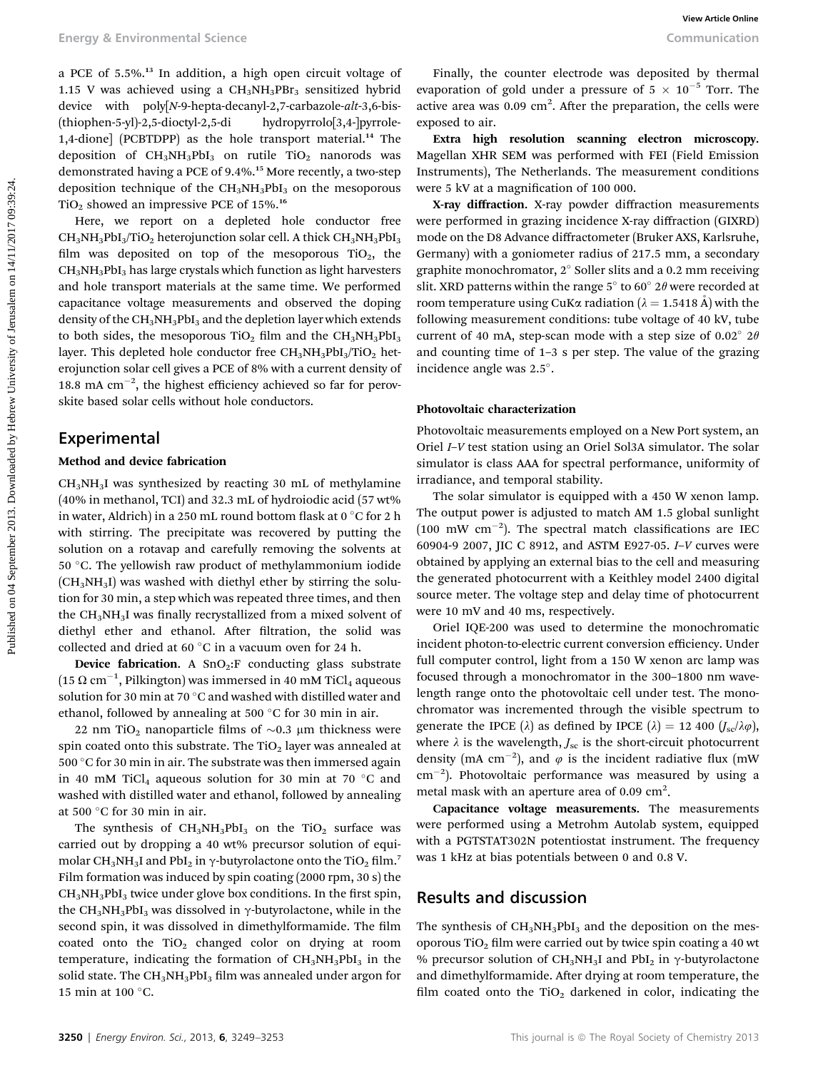a PCE of 5.5%.[13] In addition, a high open circuit voltage of 1.15 V was achieved using a $CH_3NH_3PbBr_3$ sensitized hybrid device with poly[N-9-hepta-decanyl-2,7-carbazole-alt-3,6-bis-(thiophen-5-yl)-2,5-dioctyl-2,5-di hydropyrrolo[3,4-]pyrrole-1,4-dione] (PCBTDPP) as the hole transport material.[14] The deposition of $CH_3NH_3PbI_3$ on rutile $TiO_2$ nanorods was demonstrated having a PCE of 9.4%.[15] More recently, a two-step deposition technique of the $CH_3NH_3PbI_3$ on the mesoporous $TiO_2$ showed an impressive PCE of 15%.[16]

Here, we report on a depleted hole conductor free $CH_3NH_3PbI_3/TiO_2$ heterojunction solar cell. A thick $CH_3NH_3PbI_3$ film was deposited on top of the mesoporous $TiO_2$, the $CH_3NH_3PbI_3$ has large crystals which function as light harvesters and hole transport materials at the same time. We performed capacitance voltage measurements and observed the doping density of the $CH_3NH_3PbI_3$ and the depletion layer which extends to both sides, the mesoporous $TiO_2$ film and the $CH_3NH_3PbI_3$ layer. This depleted hole conductor free $CH_3NH_3PbI_3/TiO_2$ heterojunction solar cell gives a PCE of 8% with a current density of 18.8 mA $cm^{-2}$, the highest efficiency achieved so far for perovskite based solar cells without hole conductors.

## Experimental

### Method and device fabrication

$CH_3NH_3I$ was synthesized by reacting 30 mL of methylamine (40% in methanol, TCI) and 32.3 mL of hydroiodic acid (57 wt% in water, Aldrich) in a 250 mL round bottom flask at 0 °C for 2 h with stirring. The precipitate was recovered by putting the solution on a rotavap and carefully removing the solvents at 50 °C. The yellowish raw product of methylammonium iodide ($CH_3NH_3I$) was washed with diethyl ether by stirring the solution for 30 min, a step which was repeated three times, and then the $CH_3NH_3I$ was finally recrystallized from a mixed solvent of diethyl ether and ethanol. After filtration, the solid was collected and dried at 60 °C in a vacuum oven for 24 h.

**Device fabrication.** A $SnO_2$:F conducting glass substrate (15 Ω $cm^{-1}$, Pilkington) was immersed in 40 mM $TiCl_4$ aqueous solution for 30 min at 70 °C and washed with distilled water and ethanol, followed by annealing at 500 °C for 30 min in air.

22 nm $TiO_2$ nanoparticle films of ~0.3 μm thickness were spin coated onto this substrate. The $TiO_2$ layer was annealed at 500 °C for 30 min in air. The substrate was then immersed again in 40 mM $TiCl_4$ aqueous solution for 30 min at 70 °C and washed with distilled water and ethanol, followed by annealing at 500 °C for 30 min in air.

The synthesis of $CH_3NH_3PbI_3$ on the $TiO_2$ surface was carried out by dropping a 40 wt% precursor solution of equimolar $CH_3NH_3I$ and $PbI_2$ in γ-butyrolactone onto the $TiO_2$ film.[7] Film formation was induced by spin coating (2000 rpm, 30 s) the $CH_3NH_3PbI_3$ twice under glove box conditions. In the first spin, the $CH_3NH_3PbI_3$ was dissolved in γ-butyrolactone, while in the second spin, it was dissolved in dimethylformamide. The film coated onto the $TiO_2$ changed color on drying at room temperature, indicating the formation of $CH_3NH_3PbI_3$ in the solid state. The $CH_3NH_3PbI_3$ film was annealed under argon for 15 min at 100 °C.

Finally, the counter electrode was deposited by thermal evaporation of gold under a pressure of $5 \times 10^{-5}$ Torr. The active area was 0.09 $cm^2$. After the preparation, the cells were exposed to air.

**Extra high resolution scanning electron microscopy.** Magellan XHR SEM was performed with FEI (Field Emission Instruments), The Netherlands. The measurement conditions were 5 kV at a magnification of 100 000.

**X-ray diffraction.** X-ray powder diffraction measurements were performed in grazing incidence X-ray diffraction (GIXRD) mode on the D8 Advance diffractometer (Bruker AXS, Karlsruhe, Germany) with a goniometer radius of 217.5 mm, a secondary graphite monochromator, 2° Soller slits and a 0.2 mm receiving slit. XRD patterns within the range 5° to 60° 2θ were recorded at room temperature using CuKα radiation (λ = 1.5418 Å) with the following measurement conditions: tube voltage of 40 kV, tube current of 40 mA, step-scan mode with a step size of 0.02° 2θ and counting time of 1–3 s per step. The value of the grazing incidence angle was 2.5°.

### Photovoltaic characterization

Photovoltaic measurements employed on a New Port system, an Oriel *I–V* test station using an Oriel Sol3A simulator. The solar simulator is class AAA for spectral performance, uniformity of irradiance, and temporal stability.

The solar simulator is equipped with a 450 W xenon lamp. The output power is adjusted to match AM 1.5 global sunlight (100 mW $cm^{-2}$). The spectral match classifications are IEC 60904-9 2007, JIC C 8912, and ASTM E927-05. *I–V* curves were obtained by applying an external bias to the cell and measuring the generated photocurrent with a Keithley model 2400 digital source meter. The voltage step and delay time of photocurrent were 10 mV and 40 ms, respectively.

Oriel IQE-200 was used to determine the monochromatic incident photon-to-electric current conversion efficiency. Under full computer control, light from a 150 W xenon arc lamp was focused through a monochromator in the 300–1800 nm wavelength range onto the photovoltaic cell under test. The monochromator was incremented through the visible spectrum to generate the IPCE (λ) as defined by IPCE $(\lambda) = 12\,400\,(J_{sc}/\lambda\varphi)$, where $\lambda$ is the wavelength, $J_{sc}$ is the short-circuit photocurrent density (mA $cm^{-2}$), and $\varphi$ is the incident radiative flux (mW $cm^{-2}$). Photovoltaic performance was measured by using a metal mask with an aperture area of 0.09 $cm^2$.

**Capacitance voltage measurements.** The measurements were performed using a Metrohm Autolab system, equipped with a PGTSTAT302N potentiostat instrument. The frequency was 1 kHz at bias potentials between 0 and 0.8 V.

## Results and discussion

The synthesis of $CH_3NH_3PbI_3$ and the deposition on the mesoporous $TiO_2$ film were carried out by twice spin coating a 40 wt % precursor solution of $CH_3NH_3I$ and $PbI_2$ in γ-butyrolactone and dimethylformamide. After drying at room temperature, the film coated onto the $TiO_2$ darkened in color, indicating the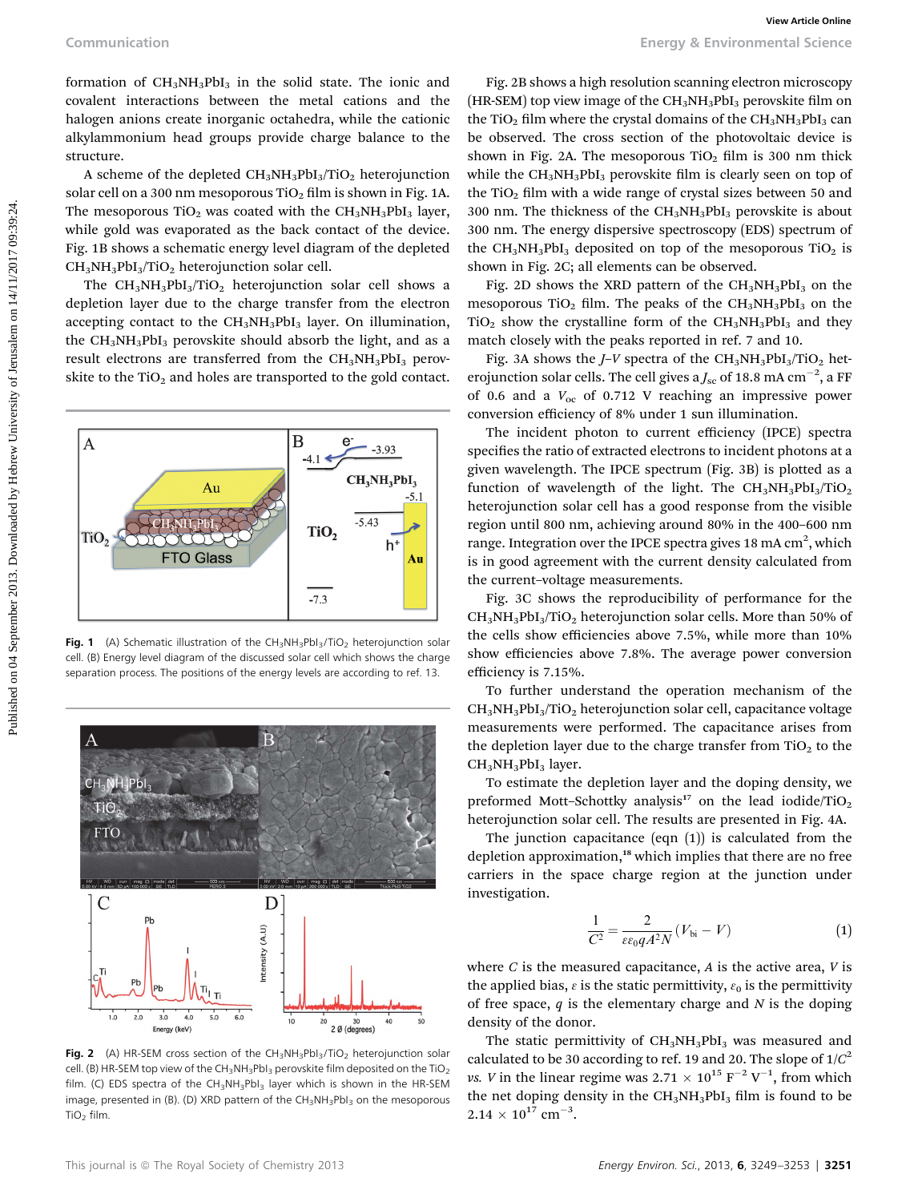formation of $CH_3NH_3PbI_3$ in the solid state. The ionic and covalent interactions between the metal cations and the halogen anions create inorganic octahedra, while the cationic alkylammonium head groups provide charge balance to the structure.

A scheme of the depleted $CH_3NH_3PbI_3/TiO_2$ heterojunction solar cell on a 300 nm mesoporous $TiO_2$ film is shown in Fig. 1A. The mesoporous $TiO_2$ was coated with the $CH_3NH_3PbI_3$ layer, while gold was evaporated as the back contact of the device. Fig. 1B shows a schematic energy level diagram of the depleted $CH_3NH_3PbI_3/TiO_2$ heterojunction solar cell.

The $CH_3NH_3PbI_3/TiO_2$ heterojunction solar cell shows a depletion layer due to the charge transfer from the electron accepting contact to the $CH_3NH_3PbI_3$ layer. On illumination, the $CH_3NH_3PbI_3$ perovskite should absorb the light, and as a result electrons are transferred from the $CH_3NH_3PbI_3$ perovskite to the $TiO_2$ and holes are transported to the gold contact.

**Fig. 1** (A) Schematic illustration of the $CH_3NH_3PbI_3/TiO_2$ heterojunction solar cell. (B) Energy level diagram of the discussed solar cell which shows the charge separation process. The positions of the energy levels are according to ref. 13.

**Fig. 2** (A) HR-SEM cross section of the $CH_3NH_3PbI_3/TiO_2$ heterojunction solar cell. (B) HR-SEM top view of the $CH_3NH_3PbI_3$ perovskite film deposited on the $TiO_2$ film. (C) EDS spectra of the $CH_3NH_3PbI_3$ layer which is shown in the HR-SEM image, presented in (B). (D) XRD pattern of the $CH_3NH_3PbI_3$ on the mesoporous $TiO_2$ film.

Fig. 2B shows a high resolution scanning electron microscopy (HR-SEM) top view image of the $CH_3NH_3PbI_3$ perovskite film on the $TiO_2$ film where the crystal domains of the $CH_3NH_3PbI_3$ can be observed. The cross section of the photovoltaic device is shown in Fig. 2A. The mesoporous $TiO_2$ film is 300 nm thick while the $CH_3NH_3PbI_3$ perovskite film is clearly seen on top of the $TiO_2$ film with a wide range of crystal sizes between 50 and 300 nm. The thickness of the $CH_3NH_3PbI_3$ perovskite is about 300 nm. The energy dispersive spectroscopy (EDS) spectrum of the $CH_3NH_3PbI_3$ deposited on top of the mesoporous $TiO_2$ is shown in Fig. 2C; all elements can be observed.

Fig. 2D shows the XRD pattern of the $CH_3NH_3PbI_3$ on the mesoporous $TiO_2$ film. The peaks of the $CH_3NH_3PbI_3$ on the $TiO_2$ show the crystalline form of the $CH_3NH_3PbI_3$ and they match closely with the peaks reported in ref. 7 and 10.

Fig. 3A shows the *J–V* spectra of the $CH_3NH_3PbI_3/TiO_2$ heterojunction solar cells. The cell gives a $J_{sc}$ of 18.8 mA cm$^{-2}$, a FF of 0.6 and a $V_{oc}$ of 0.712 V reaching an impressive power conversion efficiency of 8% under 1 sun illumination.

The incident photon to current efficiency (IPCE) spectra specifies the ratio of extracted electrons to incident photons at a given wavelength. The IPCE spectrum (Fig. 3B) is plotted as a function of wavelength of the light. The $CH_3NH_3PbI_3/TiO_2$ heterojunction solar cell has a good response from the visible region until 800 nm, achieving around 80% in the 400–600 nm range. Integration over the IPCE spectra gives 18 mA cm$^2$, which is in good agreement with the current density calculated from the current–voltage measurements.

Fig. 3C shows the reproducibility of performance for the $CH_3NH_3PbI_3/TiO_2$ heterojunction solar cells. More than 50% of the cells show efficiencies above 7.5%, while more than 10% show efficiencies above 7.8%. The average power conversion efficiency is 7.15%.

To further understand the operation mechanism of the $CH_3NH_3PbI_3/TiO_2$ heterojunction solar cell, capacitance voltage measurements were performed. The capacitance arises from the depletion layer due to the charge transfer from $TiO_2$ to the $CH_3NH_3PbI_3$ layer.

To estimate the depletion layer and the doping density, we preformed Mott–Schottky analysis[17] on the lead iodide/$TiO_2$ heterojunction solar cell. The results are presented in Fig. 4A.

The junction capacitance (eqn (1)) is calculated from the depletion approximation,[18] which implies that there are no free carriers in the space charge region at the junction under investigation.

$$\frac{1}{C^2} = \frac{2}{\varepsilon\varepsilon_0 q A^2 N}(V_{bi} - V) \tag{1}$$

where $C$ is the measured capacitance, $A$ is the active area, $V$ is the applied bias, $\varepsilon$ is the static permittivity, $\varepsilon_0$ is the permittivity of free space, $q$ is the elementary charge and $N$ is the doping density of the donor.

The static permittivity of $CH_3NH_3PbI_3$ was measured and calculated to be 30 according to ref. 19 and 20. The slope of $1/C^2$ *vs.* $V$ in the linear regime was $2.71 \times 10^{15}$ F$^{-2}$ V$^{-1}$, from which the net doping density in the $CH_3NH_3PbI_3$ film is found to be $2.14 \times 10^{17}$ cm$^{-3}$.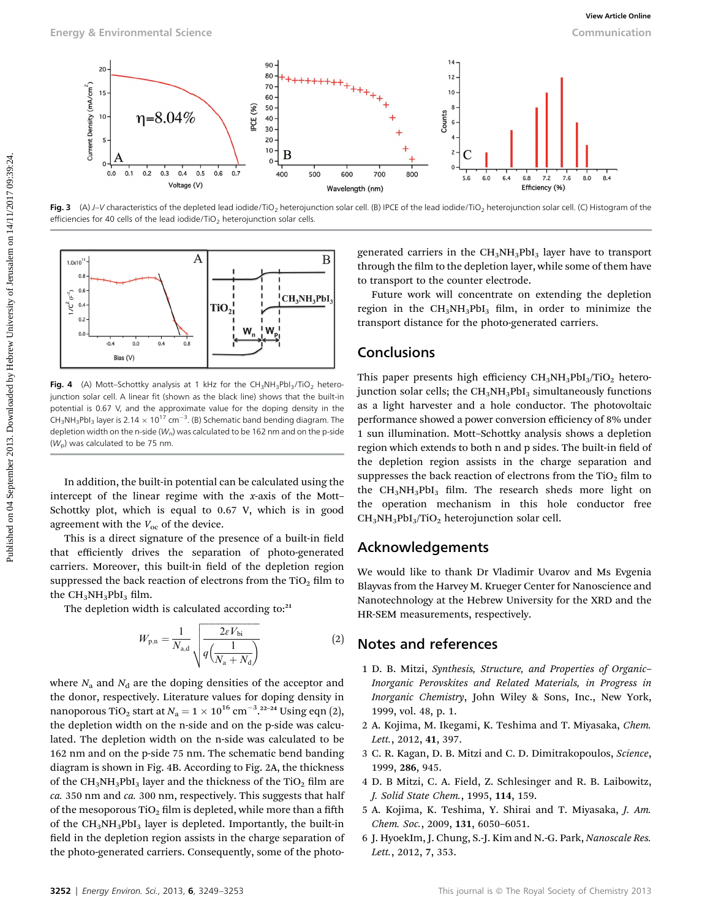Fig. 3 (A) $J$–$V$ characteristics of the depleted lead iodide/$TiO_2$ heterojunction solar cell. (B) IPCE of the lead iodide/$TiO_2$ heterojunction solar cell. (C) Histogram of the efficiencies for 40 cells of the lead iodide/$TiO_2$ heterojunction solar cells.

Fig. 4 (A) Mott–Schottky analysis at 1 kHz for the $CH_3NH_3PbI_3/TiO_2$ heterojunction solar cell. A linear fit (shown as the black line) shows that the built-in potential is 0.67 V, and the approximate value for the doping density in the $CH_3NH_3PbI_3$ layer is $2.14 \times 10^{17}$ cm$^{-3}$. (B) Schematic band bending diagram. The depletion width on the n-side ($W_n$) was calculated to be 162 nm and on the p-side ($W_p$) was calculated to be 75 nm.

In addition, the built-in potential can be calculated using the intercept of the linear regime with the $x$-axis of the Mott–Schottky plot, which is equal to 0.67 V, which is in good agreement with the $V_{oc}$ of the device.

This is a direct signature of the presence of a built-in field that efficiently drives the separation of photo-generated carriers. Moreover, this built-in field of the depletion region suppressed the back reaction of electrons from the $TiO_2$ film to the $CH_3NH_3PbI_3$ film.

The depletion width is calculated according to:[21]

$$W_{p,n} = \frac{1}{N_{a,d}}\sqrt{\frac{2\varepsilon V_{bi}}{q\left(\frac{1}{N_a + N_d}\right)}} \tag{2}$$

where $N_a$ and $N_d$ are the doping densities of the acceptor and the donor, respectively. Literature values for doping density in nanoporous $TiO_2$ start at $N_a = 1 \times 10^{16}$ cm$^{-3}$.[22–24] Using eqn (2), the depletion width on the n-side and on the p-side was calculated. The depletion width on the n-side was calculated to be 162 nm and on the p-side 75 nm. The schematic bend banding diagram is shown in Fig. 4B. According to Fig. 2A, the thickness of the $CH_3NH_3PbI_3$ layer and the thickness of the $TiO_2$ film are *ca.* 350 nm and *ca.* 300 nm, respectively. This suggests that half of the mesoporous $TiO_2$ film is depleted, while more than a fifth of the $CH_3NH_3PbI_3$ layer is depleted. Importantly, the built-in field in the depletion region assists in the charge separation of the photo-generated carriers. Consequently, some of the photo-generated carriers in the $CH_3NH_3PbI_3$ layer have to transport through the film to the depletion layer, while some of them have to transport to the counter electrode.

Future work will concentrate on extending the depletion region in the $CH_3NH_3PbI_3$ film, in order to minimize the transport distance for the photo-generated carriers.

## Conclusions

This paper presents high efficiency $CH_3NH_3PbI_3/TiO_2$ heterojunction solar cells; the $CH_3NH_3PbI_3$ simultaneously functions as a light harvester and a hole conductor. The photovoltaic performance showed a power conversion efficiency of 8% under 1 sun illumination. Mott–Schottky analysis shows a depletion region which extends to both n and p sides. The built-in field of the depletion region assists in the charge separation and suppresses the back reaction of electrons from the $TiO_2$ film to the $CH_3NH_3PbI_3$ film. The research sheds more light on the operation mechanism in this hole conductor free $CH_3NH_3PbI_3/TiO_2$ heterojunction solar cell.

## Acknowledgements

We would like to thank Dr Vladimir Uvarov and Ms Evgenia Blayvas from the Harvey M. Krueger Center for Nanoscience and Nanotechnology at the Hebrew University for the XRD and the HR-SEM measurements, respectively.

## Notes and references

1 D. B. Mitzi, *Synthesis, Structure, and Properties of Organic–Inorganic Perovskites and Related Materials, in Progress in Inorganic Chemistry*, John Wiley & Sons, Inc., New York, 1999, vol. 48, p. 1.

2 A. Kojima, M. Ikegami, K. Teshima and T. Miyasaka, *Chem. Lett.*, 2012, **41**, 397.

3 C. R. Kagan, D. B. Mitzi and C. D. Dimitrakopoulos, *Science*, 1999, **286**, 945.

4 D. B Mitzi, C. A. Field, Z. Schlesinger and R. B. Laibowitz, *J. Solid State Chem.*, 1995, **114**, 159.

5 A. Kojima, K. Teshima, Y. Shirai and T. Miyasaka, *J. Am. Chem. Soc.*, 2009, **131**, 6050–6051.

6 J. HyoekIm, J. Chung, S.-J. Kim and N.-G. Park, *Nanoscale Res. Lett.*, 2012, **7**, 353.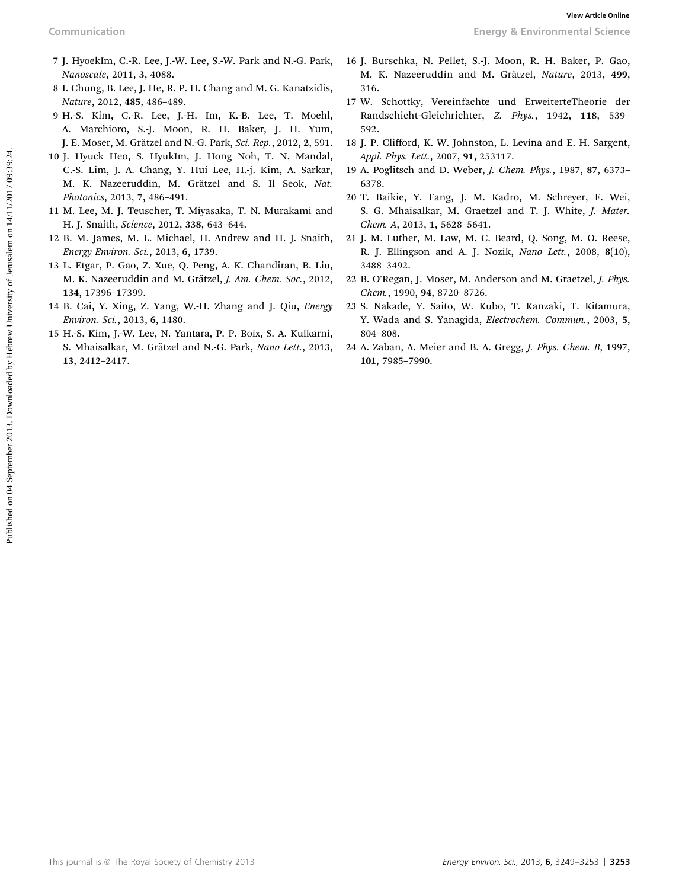7 J. HyoekIm, C.-R. Lee, J.-W. Lee, S.-W. Park and N.-G. Park, *Nanoscale*, 2011, **3**, 4088.

8 I. Chung, B. Lee, J. He, R. P. H. Chang and M. G. Kanatzidis, *Nature*, 2012, **485**, 486–489.

9 H.-S. Kim, C.-R. Lee, J.-H. Im, K.-B. Lee, T. Moehl, A. Marchioro, S.-J. Moon, R. H. Baker, J. H. Yum, J. E. Moser, M. Grätzel and N.-G. Park, *Sci. Rep.*, 2012, **2**, 591.

10 J. Hyuck Heo, S. HyukIm, J. Hong Noh, T. N. Mandal, C.-S. Lim, J. A. Chang, Y. Hui Lee, H.-j. Kim, A. Sarkar, M. K. Nazeeruddin, M. Grätzel and S. Il Seok, *Nat. Photonics*, 2013, **7**, 486–491.

11 M. Lee, M. J. Teuscher, T. Miyasaka, T. N. Murakami and H. J. Snaith, *Science*, 2012, **338**, 643–644.

12 B. M. James, M. L. Michael, H. Andrew and H. J. Snaith, *Energy Environ. Sci.*, 2013, **6**, 1739.

13 L. Etgar, P. Gao, Z. Xue, Q. Peng, A. K. Chandiran, B. Liu, M. K. Nazeeruddin and M. Grätzel, *J. Am. Chem. Soc.*, 2012, **134**, 17396–17399.

14 B. Cai, Y. Xing, Z. Yang, W.-H. Zhang and J. Qiu, *Energy Environ. Sci.*, 2013, **6**, 1480.

15 H.-S. Kim, J.-W. Lee, N. Yantara, P. P. Boix, S. A. Kulkarni, S. Mhaisalkar, M. Grätzel and N.-G. Park, *Nano Lett.*, 2013, **13**, 2412–2417.

16 J. Burschka, N. Pellet, S.-J. Moon, R. H. Baker, P. Gao, M. K. Nazeeruddin and M. Grätzel, *Nature*, 2013, **499**, 316.

17 W. Schottky, Vereinfachte und ErweiterteTheorie der Randschicht-Gleichrichter, *Z. Phys.*, 1942, **118**, 539–592.

18 J. P. Clifford, K. W. Johnston, L. Levina and E. H. Sargent, *Appl. Phys. Lett.*, 2007, **91**, 253117.

19 A. Poglitsch and D. Weber, *J. Chem. Phys.*, 1987, **87**, 6373–6378.

20 T. Baikie, Y. Fang, J. M. Kadro, M. Schreyer, F. Wei, S. G. Mhaisalkar, M. Graetzel and T. J. White, *J. Mater. Chem. A*, 2013, **1**, 5628–5641.

21 J. M. Luther, M. Law, M. C. Beard, Q. Song, M. O. Reese, R. J. Ellingson and A. J. Nozik, *Nano Lett.*, 2008, **8**(10), 3488–3492.

22 B. O'Regan, J. Moser, M. Anderson and M. Graetzel, *J. Phys. Chem.*, 1990, **94**, 8720–8726.

23 S. Nakade, Y. Saito, W. Kubo, T. Kanzaki, T. Kitamura, Y. Wada and S. Yanagida, *Electrochem. Commun.*, 2003, **5**, 804–808.

24 A. Zaban, A. Meier and B. A. Gregg, *J. Phys. Chem. B*, 1997, **101**, 7985–7990.